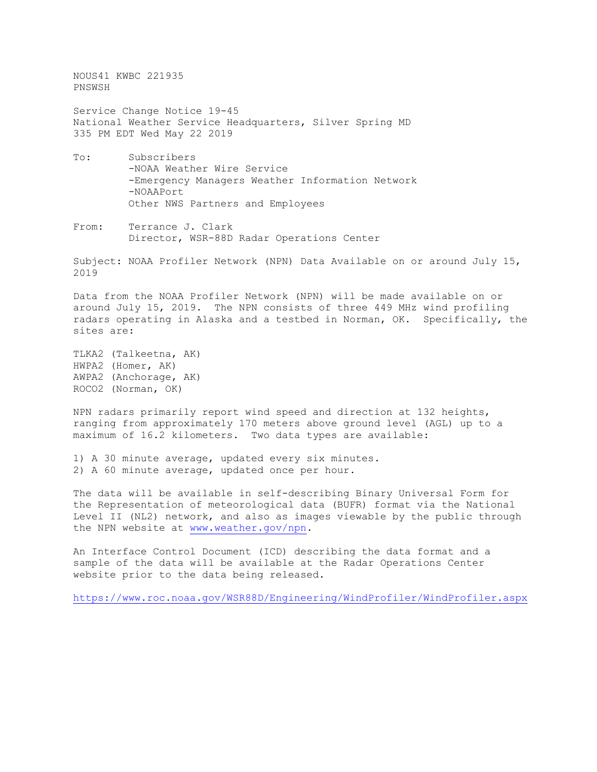NOUS41 KWBC 221935
PNSWSH

Service Change Notice 19-45
National Weather Service Headquarters, Silver Spring MD
335 PM EDT Wed May 22 2019

To: Subscribers
-NOAA Weather Wire Service
-Emergency Managers Weather Information Network
-NOAAPort
Other NWS Partners and Employees

From: Terrance J. Clark
Director, WSR-88D Radar Operations Center

Subject: NOAA Profiler Network (NPN) Data Available on or around July 15, 2019

Data from the NOAA Profiler Network (NPN) will be made available on or around July 15, 2019. The NPN consists of three 449 MHz wind profiling radars operating in Alaska and a testbed in Norman, OK. Specifically, the sites are:

TLKA2 (Talkeetna, AK)
HWPA2 (Homer, AK)
AWPA2 (Anchorage, AK)
ROCO2 (Norman, OK)

NPN radars primarily report wind speed and direction at 132 heights, ranging from approximately 170 meters above ground level (AGL) up to a maximum of 16.2 kilometers. Two data types are available:

1) A 30 minute average, updated every six minutes.
2) A 60 minute average, updated once per hour.

The data will be available in self-describing Binary Universal Form for the Representation of meteorological data (BUFR) format via the National Level II (NL2) network, and also as images viewable by the public through the NPN website at www.weather.gov/npn.

An Interface Control Document (ICD) describing the data format and a sample of the data will be available at the Radar Operations Center website prior to the data being released.

https://www.roc.noaa.gov/WSR88D/Engineering/WindProfiler/WindProfiler.aspx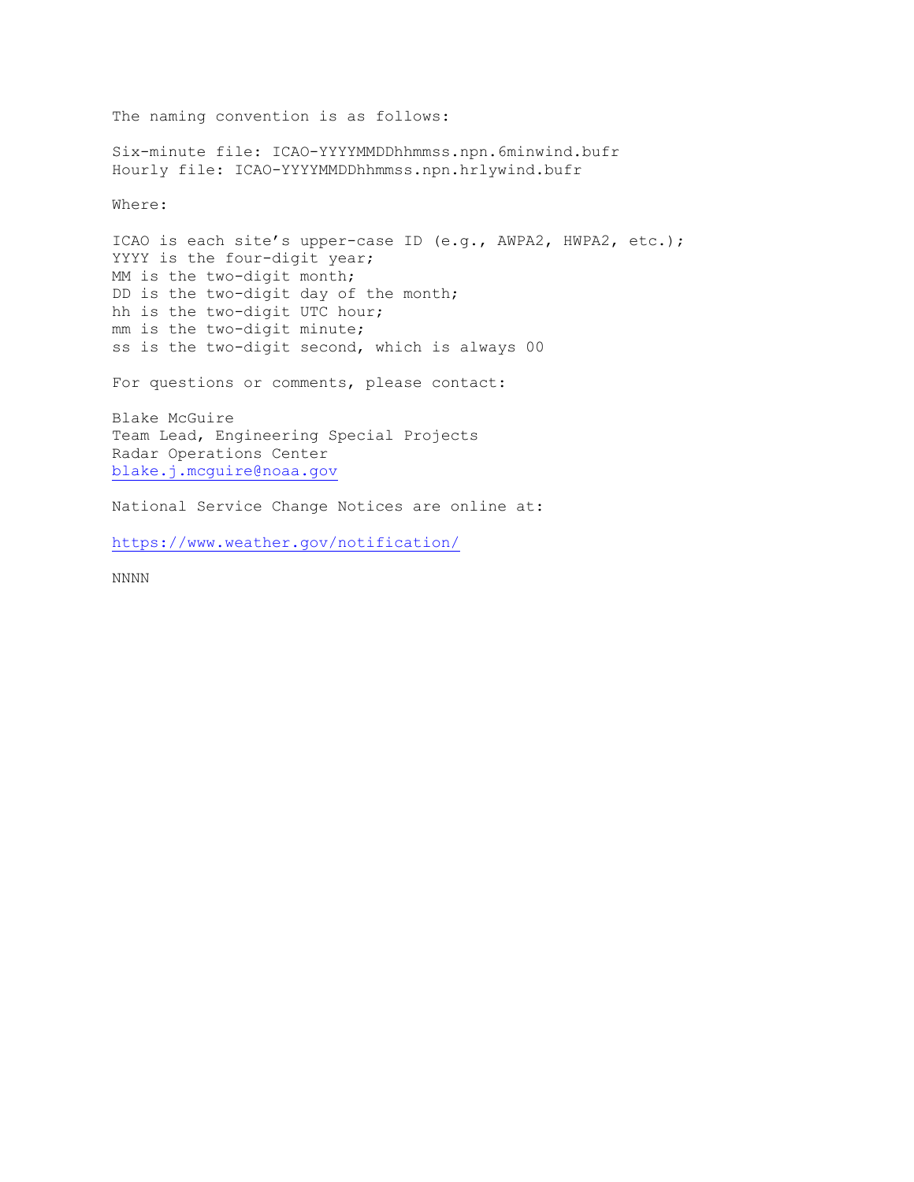The naming convention is as follows:

Six-minute file: ICAO-YYYYMMDDhhmmss.npn.6minwind.bufr
Hourly file: ICAO-YYYYMMDDhhmmss.npn.hrlywind.bufr

Where:

ICAO is each site's upper-case ID (e.g., AWPA2, HWPA2, etc.);
YYYY is the four-digit year;
MM is the two-digit month;
DD is the two-digit day of the month;
hh is the two-digit UTC hour;
mm is the two-digit minute;
ss is the two-digit second, which is always 00

For questions or comments, please contact:

Blake McGuire
Team Lead, Engineering Special Projects
Radar Operations Center
blake.j.mcguire@noaa.gov

National Service Change Notices are online at:

https://www.weather.gov/notification/

NNNN